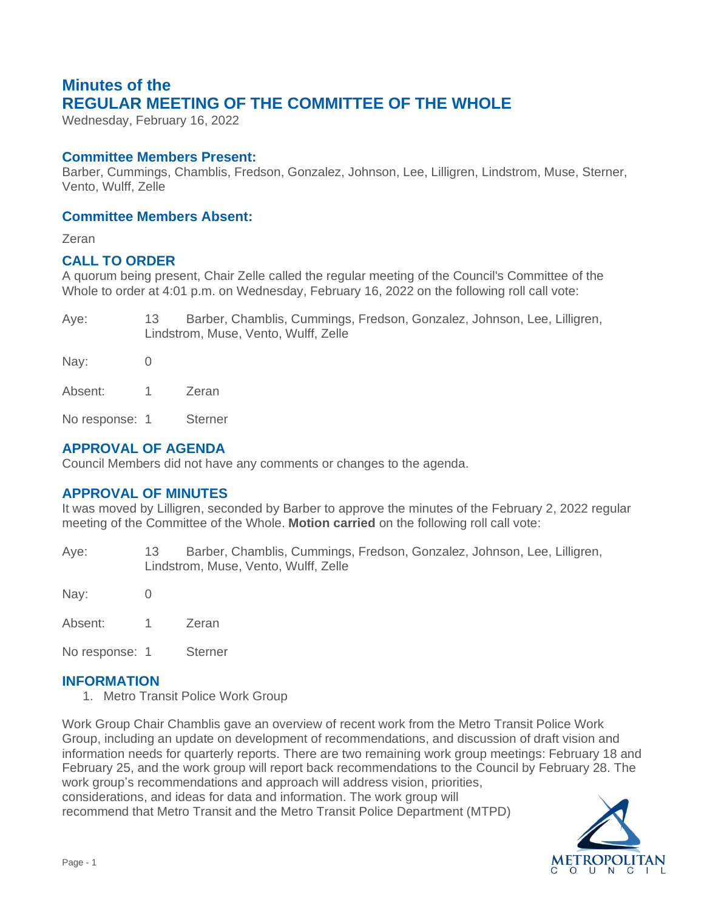# Minutes of the
# REGULAR MEETING OF THE COMMITTEE OF THE WHOLE

Wednesday, February 16, 2022

## Committee Members Present:

Barber, Cummings, Chamblis, Fredson, Gonzalez, Johnson, Lee, Lilligren, Lindstrom, Muse, Sterner, Vento, Wulff, Zelle

## Committee Members Absent:

Zeran

## CALL TO ORDER

A quorum being present, Chair Zelle called the regular meeting of the Council's Committee of the Whole to order at 4:01 p.m. on Wednesday, February 16, 2022 on the following roll call vote:

Aye: 13 Barber, Chamblis, Cummings, Fredson, Gonzalez, Johnson, Lee, Lilligren, Lindstrom, Muse, Vento, Wulff, Zelle

Nay: 0

Absent: 1 Zeran

No response: 1 Sterner

## APPROVAL OF AGENDA

Council Members did not have any comments or changes to the agenda.

## APPROVAL OF MINUTES

It was moved by Lilligren, seconded by Barber to approve the minutes of the February 2, 2022 regular meeting of the Committee of the Whole. **Motion carried** on the following roll call vote:

Aye: 13 Barber, Chamblis, Cummings, Fredson, Gonzalez, Johnson, Lee, Lilligren, Lindstrom, Muse, Vento, Wulff, Zelle

Nay: 0

Absent: 1 Zeran

No response: 1 Sterner

## INFORMATION

1. Metro Transit Police Work Group

Work Group Chair Chamblis gave an overview of recent work from the Metro Transit Police Work Group, including an update on development of recommendations, and discussion of draft vision and information needs for quarterly reports. There are two remaining work group meetings: February 18 and February 25, and the work group will report back recommendations to the Council by February 28. The work group's recommendations and approach will address vision, priorities, considerations, and ideas for data and information. The work group will recommend that Metro Transit and the Metro Transit Police Department (MTPD)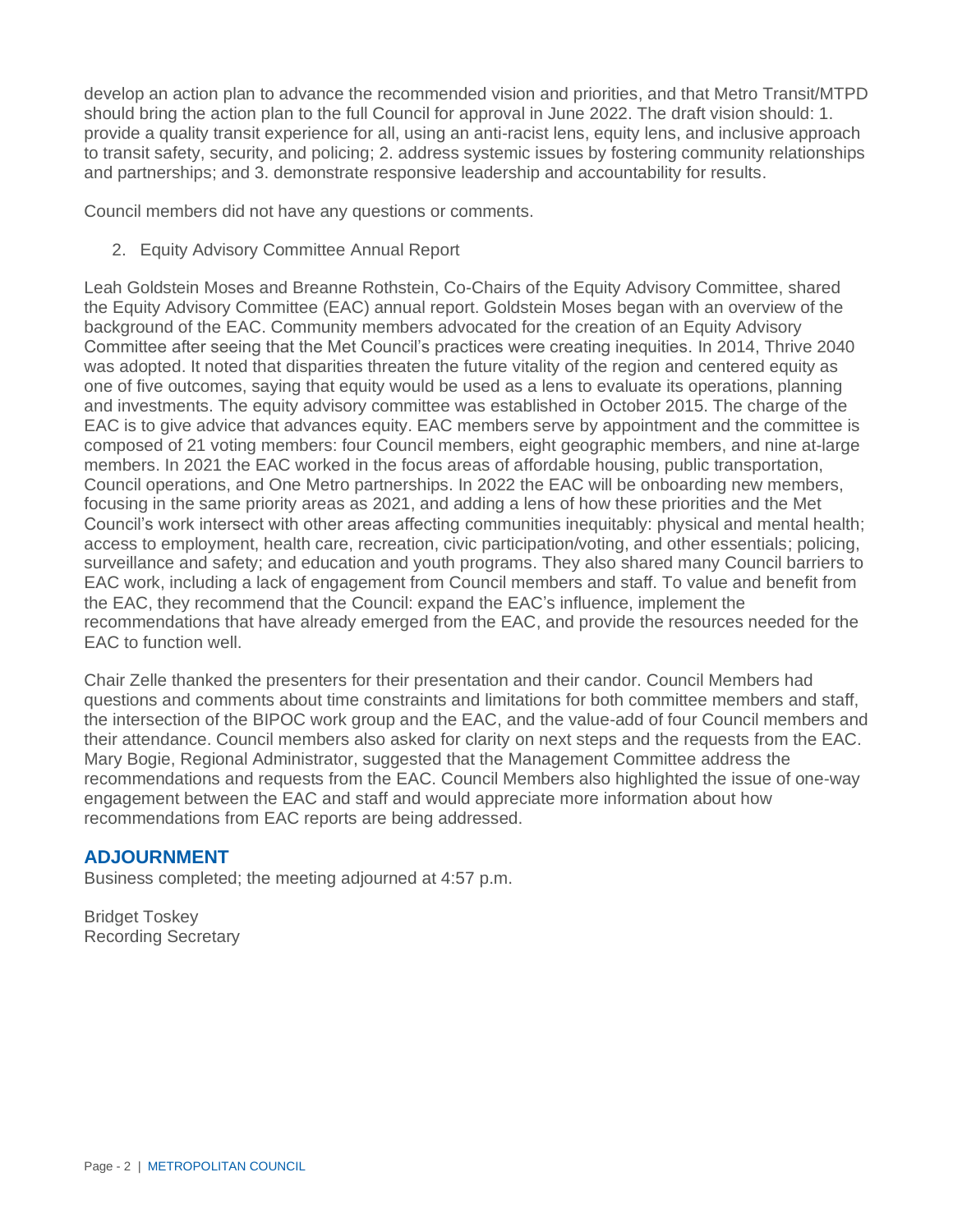develop an action plan to advance the recommended vision and priorities, and that Metro Transit/MTPD should bring the action plan to the full Council for approval in June 2022. The draft vision should: 1. provide a quality transit experience for all, using an anti-racist lens, equity lens, and inclusive approach to transit safety, security, and policing; 2. address systemic issues by fostering community relationships and partnerships; and 3. demonstrate responsive leadership and accountability for results.

Council members did not have any questions or comments.

2. Equity Advisory Committee Annual Report

Leah Goldstein Moses and Breanne Rothstein, Co-Chairs of the Equity Advisory Committee, shared the Equity Advisory Committee (EAC) annual report. Goldstein Moses began with an overview of the background of the EAC. Community members advocated for the creation of an Equity Advisory Committee after seeing that the Met Council's practices were creating inequities. In 2014, Thrive 2040 was adopted. It noted that disparities threaten the future vitality of the region and centered equity as one of five outcomes, saying that equity would be used as a lens to evaluate its operations, planning and investments. The equity advisory committee was established in October 2015. The charge of the EAC is to give advice that advances equity. EAC members serve by appointment and the committee is composed of 21 voting members: four Council members, eight geographic members, and nine at-large members. In 2021 the EAC worked in the focus areas of affordable housing, public transportation, Council operations, and One Metro partnerships. In 2022 the EAC will be onboarding new members, focusing in the same priority areas as 2021, and adding a lens of how these priorities and the Met Council's work intersect with other areas affecting communities inequitably: physical and mental health; access to employment, health care, recreation, civic participation/voting, and other essentials; policing, surveillance and safety; and education and youth programs. They also shared many Council barriers to EAC work, including a lack of engagement from Council members and staff. To value and benefit from the EAC, they recommend that the Council: expand the EAC's influence, implement the recommendations that have already emerged from the EAC, and provide the resources needed for the EAC to function well.

Chair Zelle thanked the presenters for their presentation and their candor. Council Members had questions and comments about time constraints and limitations for both committee members and staff, the intersection of the BIPOC work group and the EAC, and the value-add of four Council members and their attendance. Council members also asked for clarity on next steps and the requests from the EAC. Mary Bogie, Regional Administrator, suggested that the Management Committee address the recommendations and requests from the EAC. Council Members also highlighted the issue of one-way engagement between the EAC and staff and would appreciate more information about how recommendations from EAC reports are being addressed.

## ADJOURNMENT

Business completed; the meeting adjourned at 4:57 p.m.

Bridget Toskey
Recording Secretary